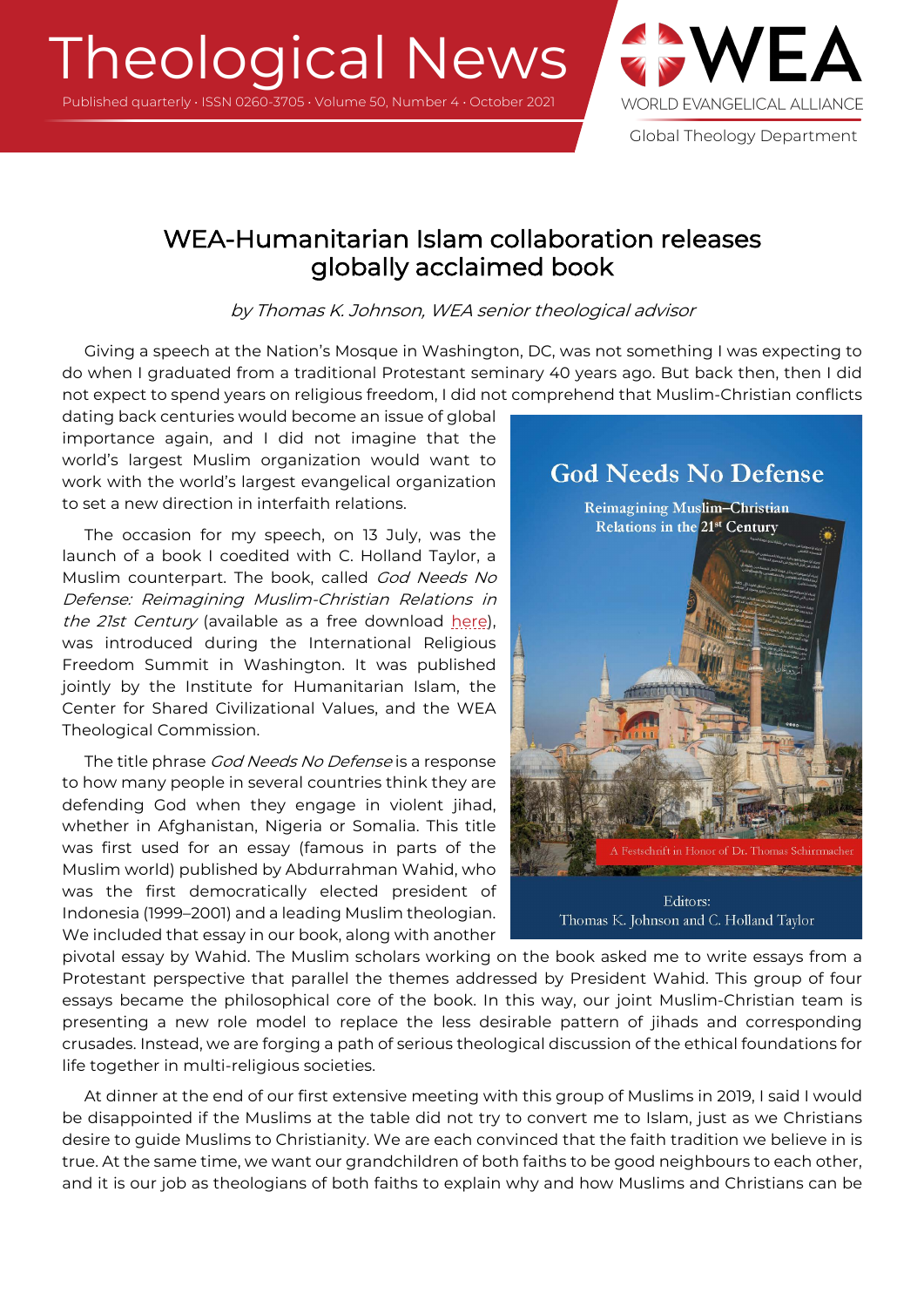# Theological News

Published quarterly · ISSN 0260-3705 · Volume 50, Number 4 · October 2021

WEA WORLD EVANGELICAL ALLIANCE

Global Theology Department

## WEA-Humanitarian Islam collaboration releases globally acclaimed book

*by Thomas K. Johnson, WEA senior theological advisor*

Giving a speech at the Nation's Mosque in Washington, DC, was not something I was expecting to do when I graduated from a traditional Protestant seminary 40 years ago. But back then, then I did not expect to spend years on religious freedom, I did not comprehend that Muslim-Christian conflicts dating back centuries would become an issue of global importance again, and I did not imagine that the world's largest Muslim organization would want to work with the world's largest evangelical organization to set a new direction in interfaith relations.

The occasion for my speech, on 13 July, was the launch of a book I coedited with C. Holland Taylor, a Muslim counterpart. The book, called *God Needs No Defense: Reimagining Muslim-Christian Relations in the 21st Century* (available as a free download here), was introduced during the International Religious Freedom Summit in Washington. It was published jointly by the Institute for Humanitarian Islam, the Center for Shared Civilizational Values, and the WEA Theological Commission.

The title phrase *God Needs No Defense* is a response to how many people in several countries think they are defending God when they engage in violent jihad, whether in Afghanistan, Nigeria or Somalia. This title was first used for an essay (famous in parts of the Muslim world) published by Abdurrahman Wahid, who was the first democratically elected president of Indonesia (1999–2001) and a leading Muslim theologian. We included that essay in our book, along with another pivotal essay by Wahid. The Muslim scholars working on the book asked me to write essays from a Protestant perspective that parallel the themes addressed by President Wahid. This group of four essays became the philosophical core of the book. In this way, our joint Muslim-Christian team is presenting a new role model to replace the less desirable pattern of jihads and corresponding crusades. Instead, we are forging a path of serious theological discussion of the ethical foundations for life together in multi-religious societies.

God Needs No Defense

Reimagining Muslim–Christian Relations in the 21st Century

A Festschrift in Honor of Dr. Thomas Schirrmacher

Editors: Thomas K. Johnson and C. Holland Taylor

At dinner at the end of our first extensive meeting with this group of Muslims in 2019, I said I would be disappointed if the Muslims at the table did not try to convert me to Islam, just as we Christians desire to guide Muslims to Christianity. We are each convinced that the faith tradition we believe in is true. At the same time, we want our grandchildren of both faiths to be good neighbours to each other, and it is our job as theologians of both faiths to explain why and how Muslims and Christians can be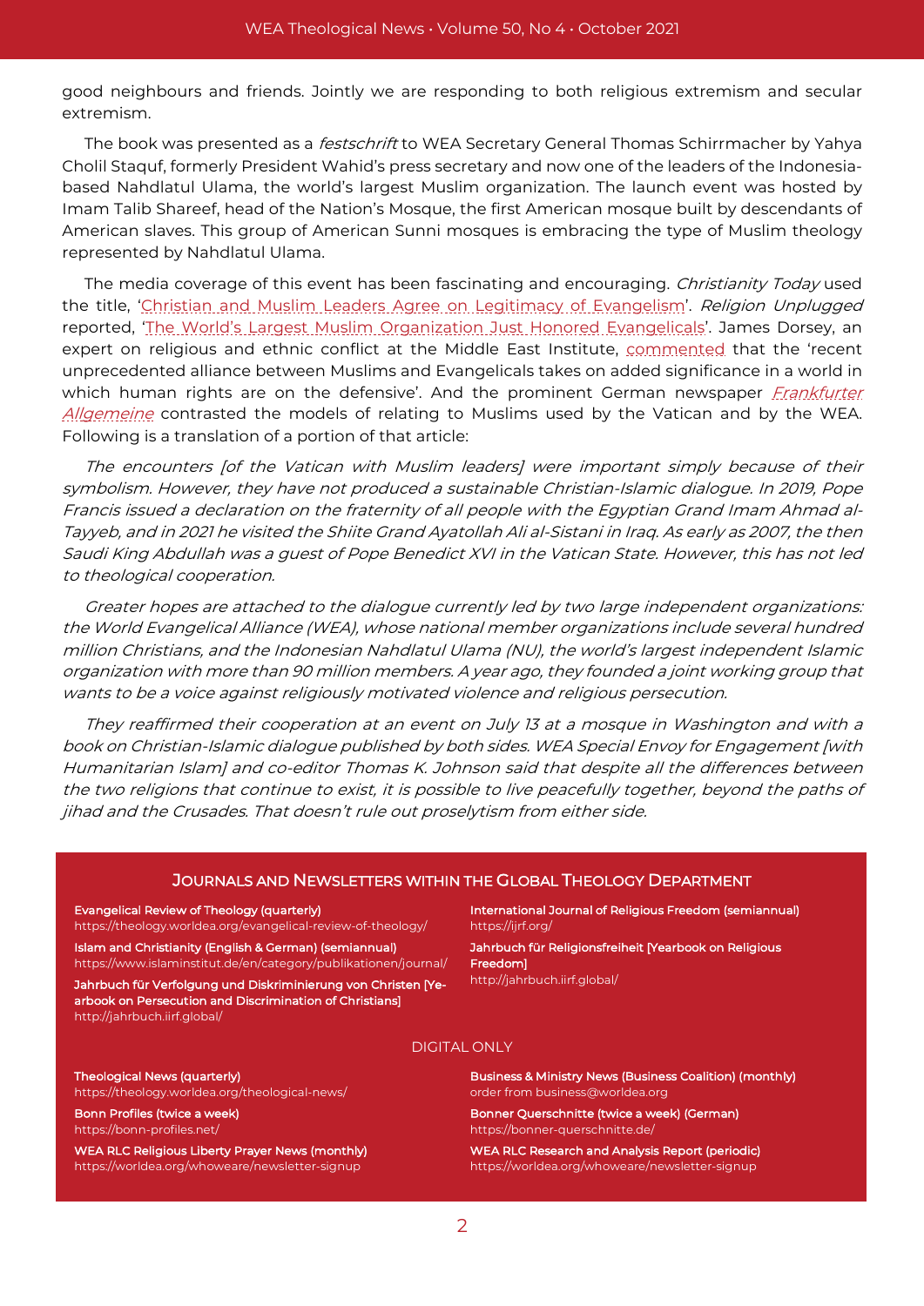good neighbours and friends. Jointly we are responding to both religious extremism and secular extremism.

The book was presented as a *festschrift* to WEA Secretary General Thomas Schirrmacher by Yahya Cholil Staquf, formerly President Wahid's press secretary and now one of the leaders of the Indonesia-based Nahdlatul Ulama, the world's largest Muslim organization. The launch event was hosted by Imam Talib Shareef, head of the Nation's Mosque, the first American mosque built by descendants of American slaves. This group of American Sunni mosques is embracing the type of Muslim theology represented by Nahdlatul Ulama.

The media coverage of this event has been fascinating and encouraging. *Christianity Today* used the title, 'Christian and Muslim Leaders Agree on Legitimacy of Evangelism'. *Religion Unplugged* reported, 'The World's Largest Muslim Organization Just Honored Evangelicals'. James Dorsey, an expert on religious and ethnic conflict at the Middle East Institute, commented that the 'recent unprecedented alliance between Muslims and Evangelicals takes on added significance in a world in which human rights are on the defensive'. And the prominent German newspaper *Frankfurter Allgemeine* contrasted the models of relating to Muslims used by the Vatican and by the WEA. Following is a translation of a portion of that article:

*The encounters [of the Vatican with Muslim leaders] were important simply because of their symbolism. However, they have not produced a sustainable Christian-Islamic dialogue. In 2019, Pope Francis issued a declaration on the fraternity of all people with the Egyptian Grand Imam Ahmad al-Tayyeb, and in 2021 he visited the Shiite Grand Ayatollah Ali al-Sistani in Iraq. As early as 2007, the then Saudi King Abdullah was a guest of Pope Benedict XVI in the Vatican State. However, this has not led to theological cooperation.*

*Greater hopes are attached to the dialogue currently led by two large independent organizations: the World Evangelical Alliance (WEA), whose national member organizations include several hundred million Christians, and the Indonesian Nahdlatul Ulama (NU), the world's largest independent Islamic organization with more than 90 million members. A year ago, they founded a joint working group that wants to be a voice against religiously motivated violence and religious persecution.*

*They reaffirmed their cooperation at an event on July 13 at a mosque in Washington and with a book on Christian-Islamic dialogue published by both sides. WEA Special Envoy for Engagement [with Humanitarian Islam] and co-editor Thomas K. Johnson said that despite all the differences between the two religions that continue to exist, it is possible to live peacefully together, beyond the paths of jihad and the Crusades. That doesn't rule out proselytism from either side.*

## Journals and Newsletters within the Global Theology Department

**Evangelical Review of Theology (quarterly)**
https://theology.worldea.org/evangelical-review-of-theology/

**Islam and Christianity (English & German) (semiannual)**
https://www.islaminstitut.de/en/category/publikationen/journal/

**Jahrbuch für Verfolgung und Diskriminierung von Christen [Yearbook on Persecution and Discrimination of Christians]**
http://jahrbuch.iirf.global/

**International Journal of Religious Freedom (semiannual)**
https://ijrf.org/

**Jahrbuch für Religionsfreiheit [Yearbook on Religious Freedom]**
http://jahrbuch.iirf.global/

### Digital Only

**Theological News (quarterly)**
https://theology.worldea.org/theological-news/

**Bonn Profiles (twice a week)**
https://bonn-profiles.net/

**WEA RLC Religious Liberty Prayer News (monthly)**
https://worldea.org/whoweare/newsletter-signup

**Business & Ministry News (Business Coalition) (monthly)**
order from business@worldea.org

**Bonner Querschnitte (twice a week) (German)**
https://bonner-querschnitte.de/

**WEA RLC Research and Analysis Report (periodic)**
https://worldea.org/whoweare/newsletter-signup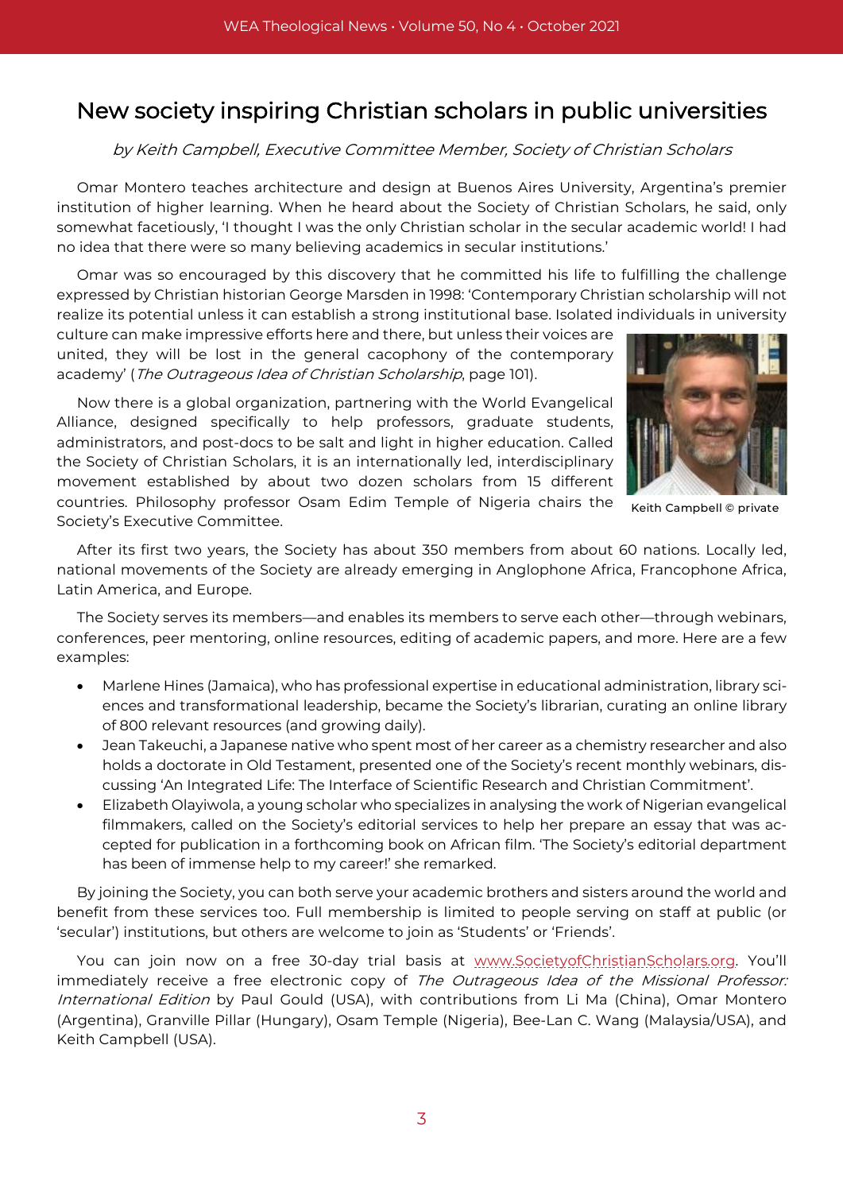# New society inspiring Christian scholars in public universities

*by Keith Campbell, Executive Committee Member, Society of Christian Scholars*

Omar Montero teaches architecture and design at Buenos Aires University, Argentina's premier institution of higher learning. When he heard about the Society of Christian Scholars, he said, only somewhat facetiously, 'I thought I was the only Christian scholar in the secular academic world! I had no idea that there were so many believing academics in secular institutions.'

Omar was so encouraged by this discovery that he committed his life to fulfilling the challenge expressed by Christian historian George Marsden in 1998: 'Contemporary Christian scholarship will not realize its potential unless it can establish a strong institutional base. Isolated individuals in university culture can make impressive efforts here and there, but unless their voices are united, they will be lost in the general cacophony of the contemporary academy' (*The Outrageous Idea of Christian Scholarship*, page 101).

Keith Campbell © private

Now there is a global organization, partnering with the World Evangelical Alliance, designed specifically to help professors, graduate students, administrators, and post-docs to be salt and light in higher education. Called the Society of Christian Scholars, it is an internationally led, interdisciplinary movement established by about two dozen scholars from 15 different countries. Philosophy professor Osam Edim Temple of Nigeria chairs the Society's Executive Committee.

After its first two years, the Society has about 350 members from about 60 nations. Locally led, national movements of the Society are already emerging in Anglophone Africa, Francophone Africa, Latin America, and Europe.

The Society serves its members—and enables its members to serve each other—through webinars, conferences, peer mentoring, online resources, editing of academic papers, and more. Here are a few examples:

- Marlene Hines (Jamaica), who has professional expertise in educational administration, library sciences and transformational leadership, became the Society's librarian, curating an online library of 800 relevant resources (and growing daily).
- Jean Takeuchi, a Japanese native who spent most of her career as a chemistry researcher and also holds a doctorate in Old Testament, presented one of the Society's recent monthly webinars, discussing 'An Integrated Life: The Interface of Scientific Research and Christian Commitment'.
- Elizabeth Olayiwola, a young scholar who specializes in analysing the work of Nigerian evangelical filmmakers, called on the Society's editorial services to help her prepare an essay that was accepted for publication in a forthcoming book on African film. 'The Society's editorial department has been of immense help to my career!' she remarked.

By joining the Society, you can both serve your academic brothers and sisters around the world and benefit from these services too. Full membership is limited to people serving on staff at public (or 'secular') institutions, but others are welcome to join as 'Students' or 'Friends'.

You can join now on a free 30-day trial basis at www.SocietyofChristianScholars.org. You'll immediately receive a free electronic copy of *The Outrageous Idea of the Missional Professor: International Edition* by Paul Gould (USA), with contributions from Li Ma (China), Omar Montero (Argentina), Granville Pillar (Hungary), Osam Temple (Nigeria), Bee-Lan C. Wang (Malaysia/USA), and Keith Campbell (USA).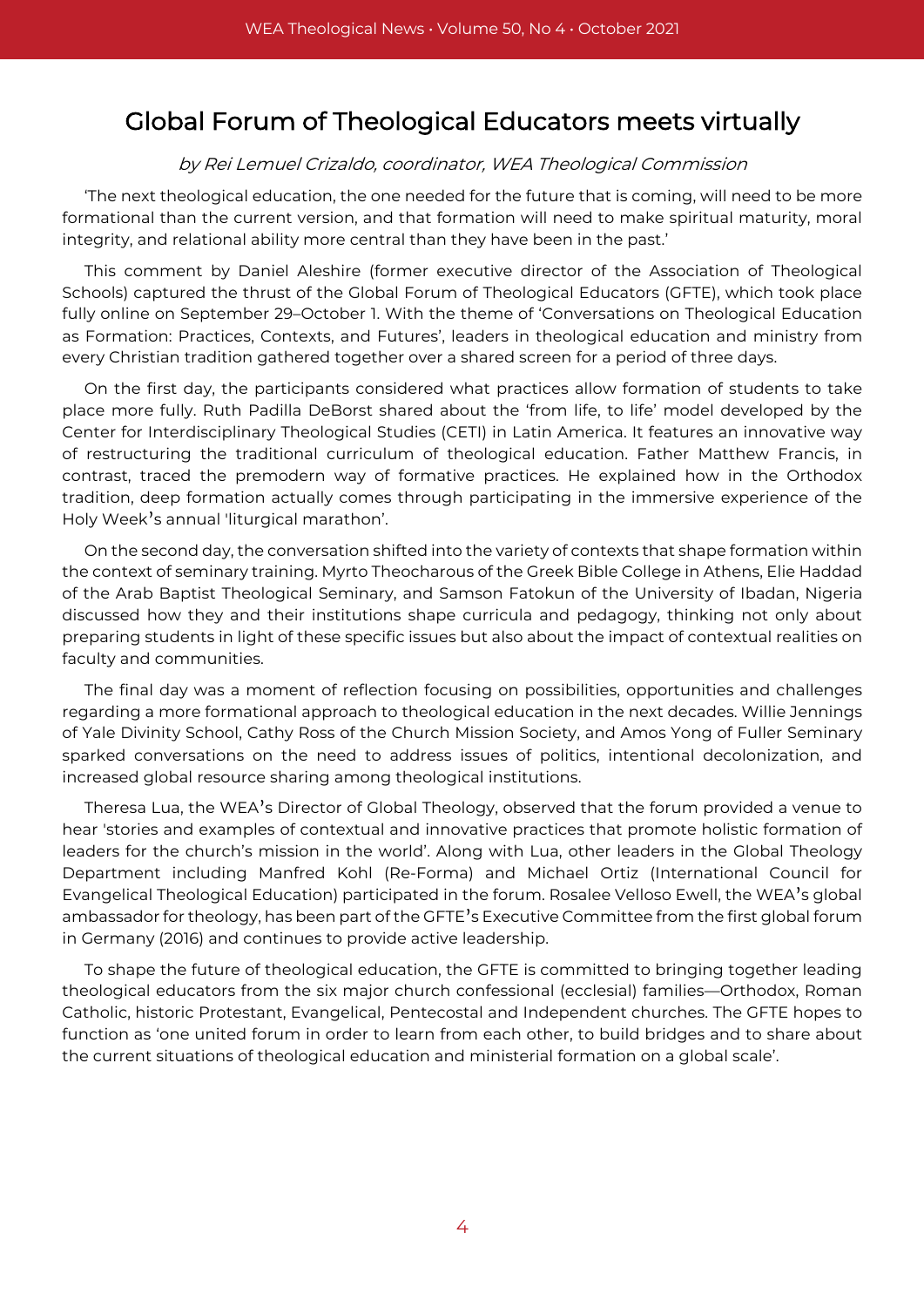# Global Forum of Theological Educators meets virtually

*by Rei Lemuel Crizaldo, coordinator, WEA Theological Commission*

'The next theological education, the one needed for the future that is coming, will need to be more formational than the current version, and that formation will need to make spiritual maturity, moral integrity, and relational ability more central than they have been in the past.'

This comment by Daniel Aleshire (former executive director of the Association of Theological Schools) captured the thrust of the Global Forum of Theological Educators (GFTE), which took place fully online on September 29–October 1. With the theme of 'Conversations on Theological Education as Formation: Practices, Contexts, and Futures', leaders in theological education and ministry from every Christian tradition gathered together over a shared screen for a period of three days.

On the first day, the participants considered what practices allow formation of students to take place more fully. Ruth Padilla DeBorst shared about the 'from life, to life' model developed by the Center for Interdisciplinary Theological Studies (CETI) in Latin America. It features an innovative way of restructuring the traditional curriculum of theological education. Father Matthew Francis, in contrast, traced the premodern way of formative practices. He explained how in the Orthodox tradition, deep formation actually comes through participating in the immersive experience of the Holy Week's annual 'liturgical marathon'.

On the second day, the conversation shifted into the variety of contexts that shape formation within the context of seminary training. Myrto Theocharous of the Greek Bible College in Athens, Elie Haddad of the Arab Baptist Theological Seminary, and Samson Fatokun of the University of Ibadan, Nigeria discussed how they and their institutions shape curricula and pedagogy, thinking not only about preparing students in light of these specific issues but also about the impact of contextual realities on faculty and communities.

The final day was a moment of reflection focusing on possibilities, opportunities and challenges regarding a more formational approach to theological education in the next decades. Willie Jennings of Yale Divinity School, Cathy Ross of the Church Mission Society, and Amos Yong of Fuller Seminary sparked conversations on the need to address issues of politics, intentional decolonization, and increased global resource sharing among theological institutions.

Theresa Lua, the WEA's Director of Global Theology, observed that the forum provided a venue to hear 'stories and examples of contextual and innovative practices that promote holistic formation of leaders for the church's mission in the world'. Along with Lua, other leaders in the Global Theology Department including Manfred Kohl (Re-Forma) and Michael Ortiz (International Council for Evangelical Theological Education) participated in the forum. Rosalee Velloso Ewell, the WEA's global ambassador for theology, has been part of the GFTE's Executive Committee from the first global forum in Germany (2016) and continues to provide active leadership.

To shape the future of theological education, the GFTE is committed to bringing together leading theological educators from the six major church confessional (ecclesial) families—Orthodox, Roman Catholic, historic Protestant, Evangelical, Pentecostal and Independent churches. The GFTE hopes to function as 'one united forum in order to learn from each other, to build bridges and to share about the current situations of theological education and ministerial formation on a global scale'.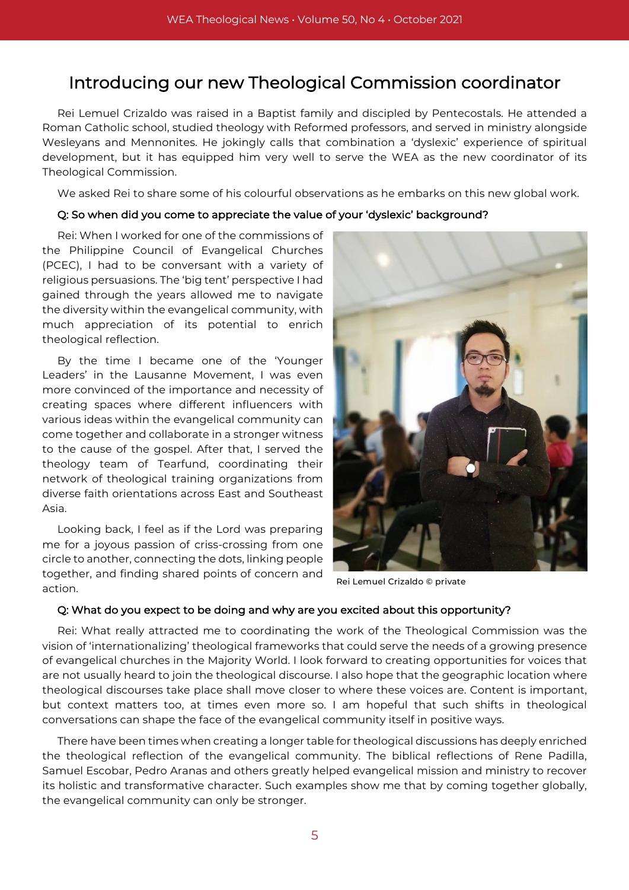# Introducing our new Theological Commission coordinator

Rei Lemuel Crizaldo was raised in a Baptist family and discipled by Pentecostals. He attended a Roman Catholic school, studied theology with Reformed professors, and served in ministry alongside Wesleyans and Mennonites. He jokingly calls that combination a 'dyslexic' experience of spiritual development, but it has equipped him very well to serve the WEA as the new coordinator of its Theological Commission.

We asked Rei to share some of his colourful observations as he embarks on this new global work.

**Q: So when did you come to appreciate the value of your 'dyslexic' background?**

Rei: When I worked for one of the commissions of the Philippine Council of Evangelical Churches (PCEC), I had to be conversant with a variety of religious persuasions. The 'big tent' perspective I had gained through the years allowed me to navigate the diversity within the evangelical community, with much appreciation of its potential to enrich theological reflection.

By the time I became one of the 'Younger Leaders' in the Lausanne Movement, I was even more convinced of the importance and necessity of creating spaces where different influencers with various ideas within the evangelical community can come together and collaborate in a stronger witness to the cause of the gospel. After that, I served the theology team of Tearfund, coordinating their network of theological training organizations from diverse faith orientations across East and Southeast Asia.

Looking back, I feel as if the Lord was preparing me for a joyous passion of criss-crossing from one circle to another, connecting the dots, linking people together, and finding shared points of concern and action.

Rei Lemuel Crizaldo © private

**Q: What do you expect to be doing and why are you excited about this opportunity?**

Rei: What really attracted me to coordinating the work of the Theological Commission was the vision of 'internationalizing' theological frameworks that could serve the needs of a growing presence of evangelical churches in the Majority World. I look forward to creating opportunities for voices that are not usually heard to join the theological discourse. I also hope that the geographic location where theological discourses take place shall move closer to where these voices are. Content is important, but context matters too, at times even more so. I am hopeful that such shifts in theological conversations can shape the face of the evangelical community itself in positive ways.

There have been times when creating a longer table for theological discussions has deeply enriched the theological reflection of the evangelical community. The biblical reflections of Rene Padilla, Samuel Escobar, Pedro Aranas and others greatly helped evangelical mission and ministry to recover its holistic and transformative character. Such examples show me that by coming together globally, the evangelical community can only be stronger.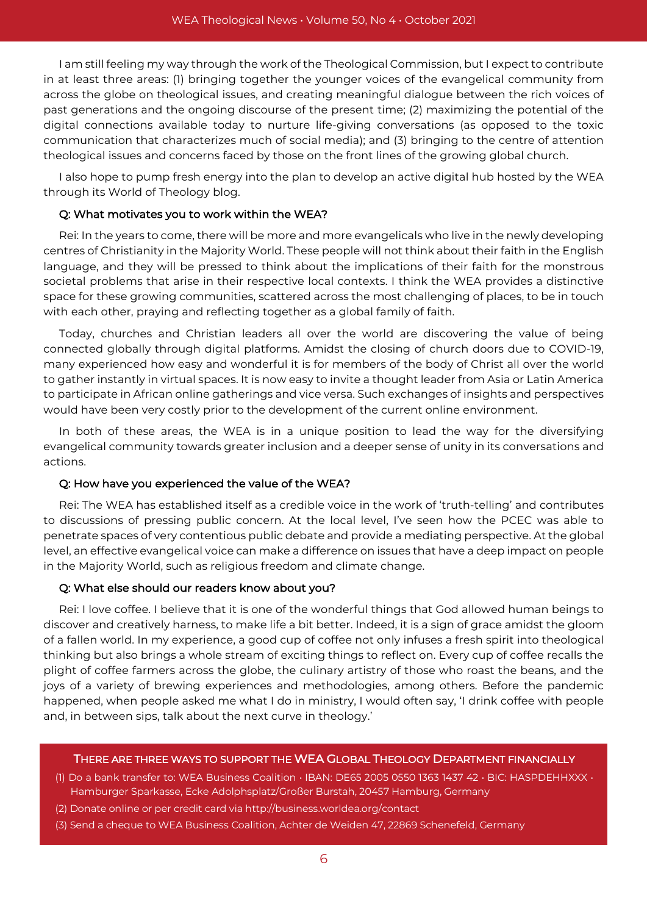I am still feeling my way through the work of the Theological Commission, but I expect to contribute in at least three areas: (1) bringing together the younger voices of the evangelical community from across the globe on theological issues, and creating meaningful dialogue between the rich voices of past generations and the ongoing discourse of the present time; (2) maximizing the potential of the digital connections available today to nurture life-giving conversations (as opposed to the toxic communication that characterizes much of social media); and (3) bringing to the centre of attention theological issues and concerns faced by those on the front lines of the growing global church.

I also hope to pump fresh energy into the plan to develop an active digital hub hosted by the WEA through its World of Theology blog.

**Q: What motivates you to work within the WEA?**

Rei: In the years to come, there will be more and more evangelicals who live in the newly developing centres of Christianity in the Majority World. These people will not think about their faith in the English language, and they will be pressed to think about the implications of their faith for the monstrous societal problems that arise in their respective local contexts. I think the WEA provides a distinctive space for these growing communities, scattered across the most challenging of places, to be in touch with each other, praying and reflecting together as a global family of faith.

Today, churches and Christian leaders all over the world are discovering the value of being connected globally through digital platforms. Amidst the closing of church doors due to COVID-19, many experienced how easy and wonderful it is for members of the body of Christ all over the world to gather instantly in virtual spaces. It is now easy to invite a thought leader from Asia or Latin America to participate in African online gatherings and vice versa. Such exchanges of insights and perspectives would have been very costly prior to the development of the current online environment.

In both of these areas, the WEA is in a unique position to lead the way for the diversifying evangelical community towards greater inclusion and a deeper sense of unity in its conversations and actions.

**Q: How have you experienced the value of the WEA?**

Rei: The WEA has established itself as a credible voice in the work of 'truth-telling' and contributes to discussions of pressing public concern. At the local level, I've seen how the PCEC was able to penetrate spaces of very contentious public debate and provide a mediating perspective. At the global level, an effective evangelical voice can make a difference on issues that have a deep impact on people in the Majority World, such as religious freedom and climate change.

**Q: What else should our readers know about you?**

Rei: I love coffee. I believe that it is one of the wonderful things that God allowed human beings to discover and creatively harness, to make life a bit better. Indeed, it is a sign of grace amidst the gloom of a fallen world. In my experience, a good cup of coffee not only infuses a fresh spirit into theological thinking but also brings a whole stream of exciting things to reflect on. Every cup of coffee recalls the plight of coffee farmers across the globe, the culinary artistry of those who roast the beans, and the joys of a variety of brewing experiences and methodologies, among others. Before the pandemic happened, when people asked me what I do in ministry, I would often say, 'I drink coffee with people and, in between sips, talk about the next curve in theology.'

**THERE ARE THREE WAYS TO SUPPORT THE WEA GLOBAL THEOLOGY DEPARTMENT FINANCIALLY**

(1) Do a bank transfer to: WEA Business Coalition • IBAN: DE65 2005 0550 1363 1437 42 • BIC: HASPDEHHXXX • Hamburger Sparkasse, Ecke Adolphsplatz/Großer Burstah, 20457 Hamburg, Germany

(2) Donate online or per credit card via http://business.worldea.org/contact

(3) Send a cheque to WEA Business Coalition, Achter de Weiden 47, 22869 Schenefeld, Germany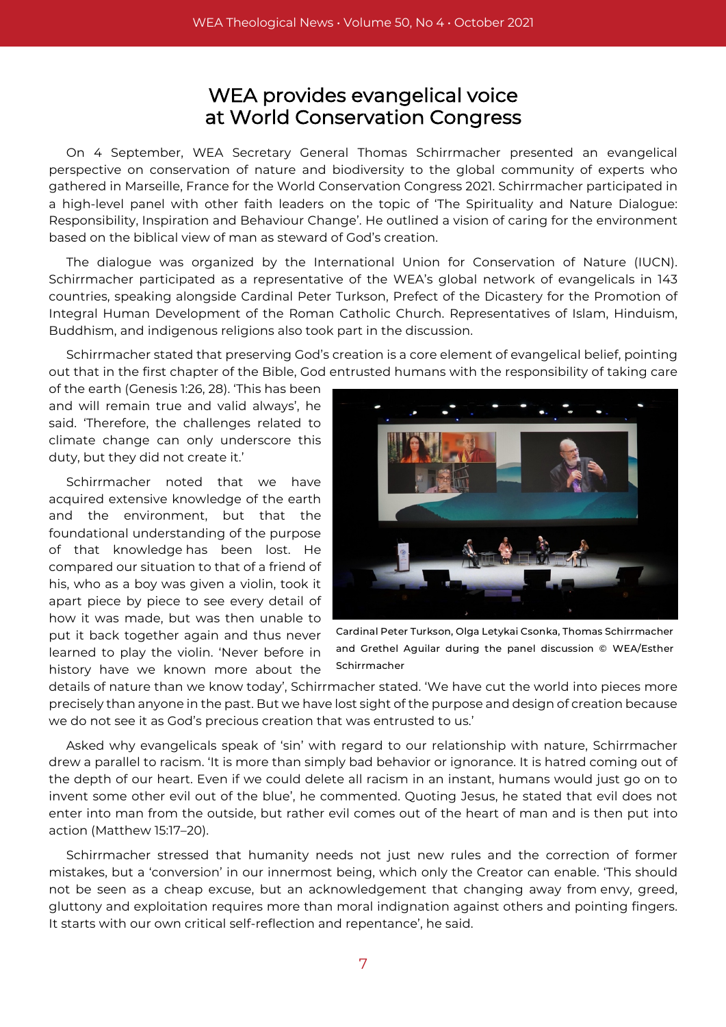# WEA provides evangelical voice at World Conservation Congress

On 4 September, WEA Secretary General Thomas Schirrmacher presented an evangelical perspective on conservation of nature and biodiversity to the global community of experts who gathered in Marseille, France for the World Conservation Congress 2021. Schirrmacher participated in a high-level panel with other faith leaders on the topic of 'The Spirituality and Nature Dialogue: Responsibility, Inspiration and Behaviour Change'. He outlined a vision of caring for the environment based on the biblical view of man as steward of God's creation.

The dialogue was organized by the International Union for Conservation of Nature (IUCN). Schirrmacher participated as a representative of the WEA's global network of evangelicals in 143 countries, speaking alongside Cardinal Peter Turkson, Prefect of the Dicastery for the Promotion of Integral Human Development of the Roman Catholic Church. Representatives of Islam, Hinduism, Buddhism, and indigenous religions also took part in the discussion.

Schirrmacher stated that preserving God's creation is a core element of evangelical belief, pointing out that in the first chapter of the Bible, God entrusted humans with the responsibility of taking care of the earth (Genesis 1:26, 28). 'This has been and will remain true and valid always', he said. 'Therefore, the challenges related to climate change can only underscore this duty, but they did not create it.'

Cardinal Peter Turkson, Olga Letykai Csonka, Thomas Schirrmacher and Grethel Aguilar during the panel discussion © WEA/Esther Schirrmacher

Schirrmacher noted that we have acquired extensive knowledge of the earth and the environment, but that the foundational understanding of the purpose of that knowledge has been lost. He compared our situation to that of a friend of his, who as a boy was given a violin, took it apart piece by piece to see every detail of how it was made, but was then unable to put it back together again and thus never learned to play the violin. 'Never before in history have we known more about the details of nature than we know today', Schirrmacher stated. 'We have cut the world into pieces more precisely than anyone in the past. But we have lost sight of the purpose and design of creation because we do not see it as God's precious creation that was entrusted to us.'

Asked why evangelicals speak of 'sin' with regard to our relationship with nature, Schirrmacher drew a parallel to racism. 'It is more than simply bad behavior or ignorance. It is hatred coming out of the depth of our heart. Even if we could delete all racism in an instant, humans would just go on to invent some other evil out of the blue', he commented. Quoting Jesus, he stated that evil does not enter into man from the outside, but rather evil comes out of the heart of man and is then put into action (Matthew 15:17–20).

Schirrmacher stressed that humanity needs not just new rules and the correction of former mistakes, but a 'conversion' in our innermost being, which only the Creator can enable. 'This should not be seen as a cheap excuse, but an acknowledgement that changing away from envy, greed, gluttony and exploitation requires more than moral indignation against others and pointing fingers. It starts with our own critical self-reflection and repentance', he said.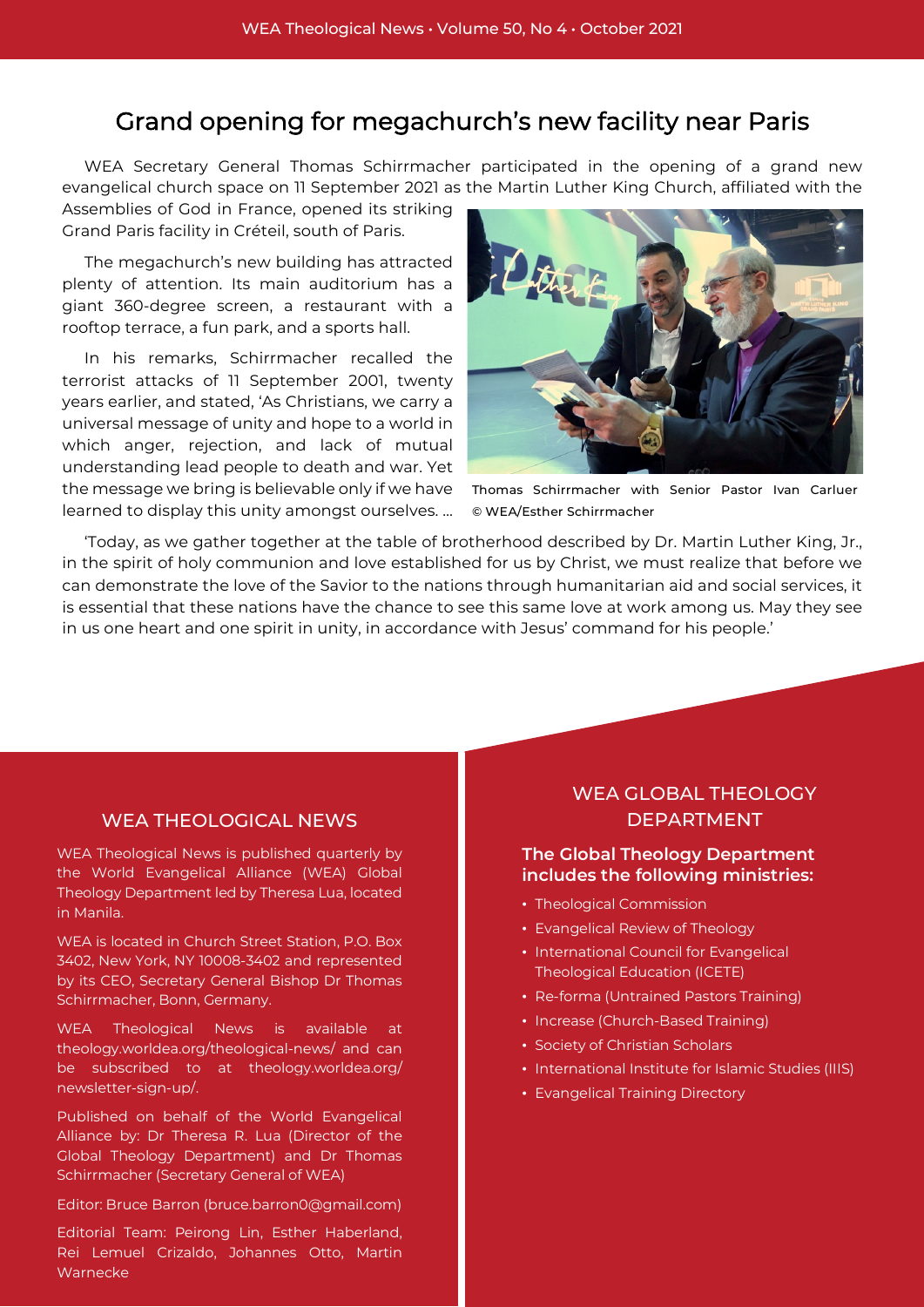# Grand opening for megachurch's new facility near Paris

WEA Secretary General Thomas Schirrmacher participated in the opening of a grand new evangelical church space on 11 September 2021 as the Martin Luther King Church, affiliated with the Assemblies of God in France, opened its striking Grand Paris facility in Créteil, south of Paris.

The megachurch's new building has attracted plenty of attention. Its main auditorium has a giant 360-degree screen, a restaurant with a rooftop terrace, a fun park, and a sports hall.

In his remarks, Schirrmacher recalled the terrorist attacks of 11 September 2001, twenty years earlier, and stated, 'As Christians, we carry a universal message of unity and hope to a world in which anger, rejection, and lack of mutual understanding lead people to death and war. Yet the message we bring is believable only if we have learned to display this unity amongst ourselves. …

Thomas Schirrmacher with Senior Pastor Ivan Carluer © WEA/Esther Schirrmacher

'Today, as we gather together at the table of brotherhood described by Dr. Martin Luther King, Jr., in the spirit of holy communion and love established for us by Christ, we must realize that before we can demonstrate the love of the Savior to the nations through humanitarian aid and social services, it is essential that these nations have the chance to see this same love at work among us. May they see in us one heart and one spirit in unity, in accordance with Jesus' command for his people.'

## WEA THEOLOGICAL NEWS

WEA Theological News is published quarterly by the World Evangelical Alliance (WEA) Global Theology Department led by Theresa Lua, located in Manila.

WEA is located in Church Street Station, P.O. Box 3402, New York, NY 10008-3402 and represented by its CEO, Secretary General Bishop Dr Thomas Schirrmacher, Bonn, Germany.

WEA Theological News is available at theology.worldea.org/theological-news/ and can be subscribed to at theology.worldea.org/newsletter-sign-up/.

Published on behalf of the World Evangelical Alliance by: Dr Theresa R. Lua (Director of the Global Theology Department) and Dr Thomas Schirrmacher (Secretary General of WEA)

Editor: Bruce Barron (bruce.barron0@gmail.com)

Editorial Team: Peirong Lin, Esther Haberland, Rei Lemuel Crizaldo, Johannes Otto, Martin Warnecke

## WEA GLOBAL THEOLOGY DEPARTMENT

**The Global Theology Department includes the following ministries:**

- Theological Commission
- Evangelical Review of Theology
- International Council for Evangelical Theological Education (ICETE)
- Re-forma (Untrained Pastors Training)
- Increase (Church-Based Training)
- Society of Christian Scholars
- International Institute for Islamic Studies (IIIS)
- Evangelical Training Directory